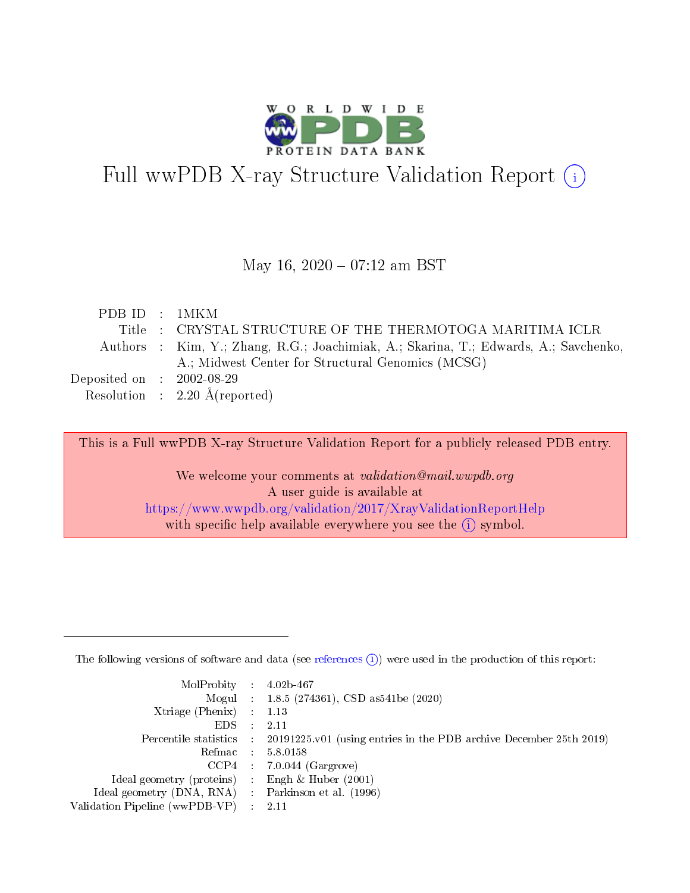# Full wwPDB X-ray Structure Validation Report (i)

May 16, 2020 – 07:12 am BST

| | | |
|---|---|---|
| PDB ID | : | 1MKM |
| Title | : | CRYSTAL STRUCTURE OF THE THERMOTOGA MARITIMA ICLR |
| Authors | : | Kim, Y.; Zhang, R.G.; Joachimiak, A.; Skarina, T.; Edwards, A.; Savchenko, A.; Midwest Center for Structural Genomics (MCSG) |
| Deposited on | : | 2002-08-29 |
| Resolution | : | 2.20 Å(reported) |

This is a Full wwPDB X-ray Structure Validation Report for a publicly released PDB entry.

We welcome your comments at *validation@mail.wwpdb.org*
A user guide is available at
https://www.wwpdb.org/validation/2017/XrayValidationReportHelp
with specific help available everywhere you see the (i) symbol.

---

The following versions of software and data (see references (i)) were used in the production of this report:

| | | |
|---|---|---|
| MolProbity | : | 4.02b-467 |
| Mogul | : | 1.8.5 (274361), CSD as541be (2020) |
| Xtriage (Phenix) | : | 1.13 |
| EDS | : | 2.11 |
| Percentile statistics | : | 20191225.v01 (using entries in the PDB archive December 25th 2019) |
| Refmac | : | 5.8.0158 |
| CCP4 | : | 7.0.044 (Gargrove) |
| Ideal geometry (proteins) | : | Engh & Huber (2001) |
| Ideal geometry (DNA, RNA) | : | Parkinson et al. (1996) |
| Validation Pipeline (wwPDB-VP) | : | 2.11 |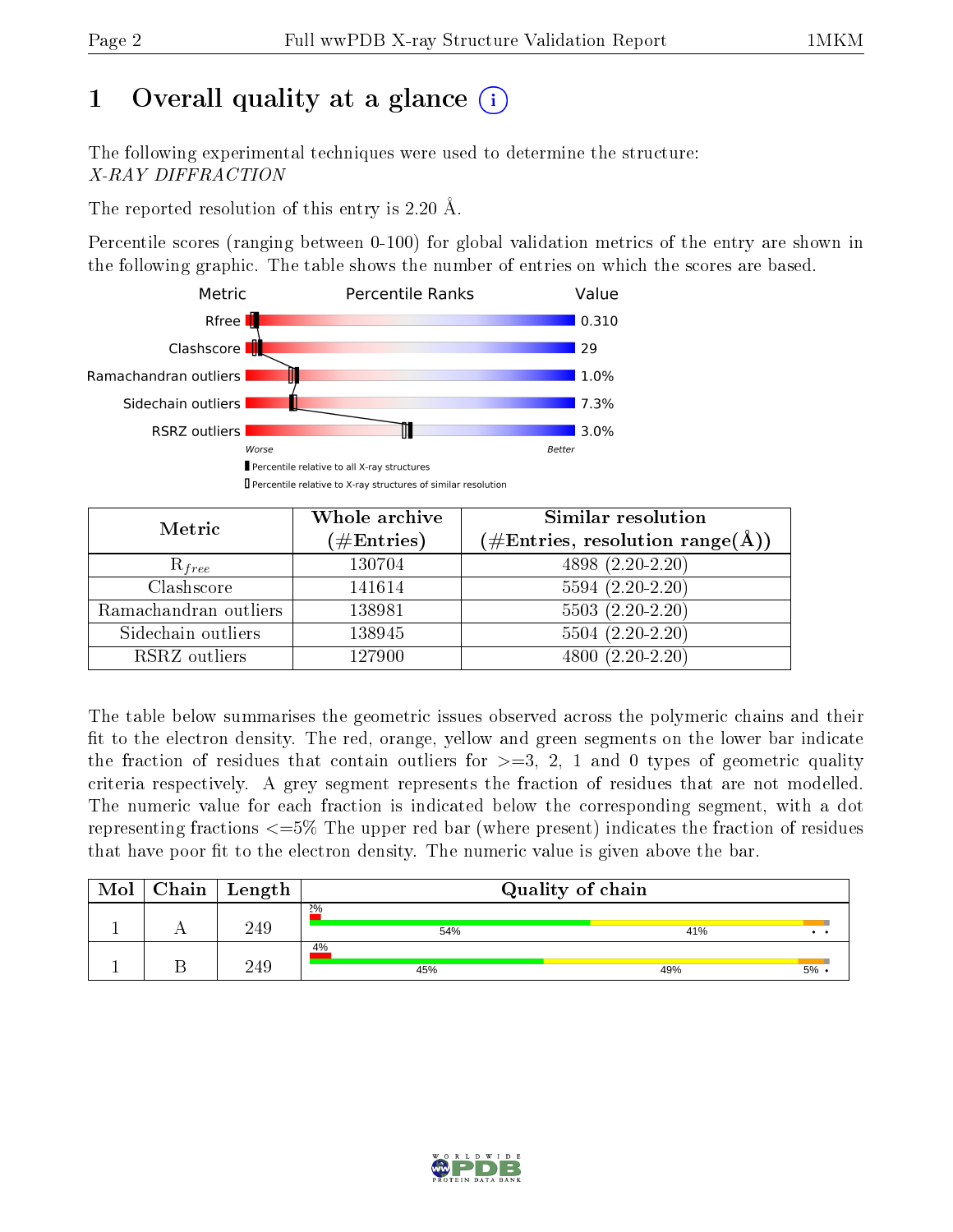# 1 Overall quality at a glance

The following experimental techniques were used to determine the structure:
*X-RAY DIFFRACTION*

The reported resolution of this entry is 2.20 Å.

Percentile scores (ranging between 0-100) for global validation metrics of the entry are shown in the following graphic. The table shows the number of entries on which the scores are based.

| Metric | Value |
|---|---|
| Rfree | 0.310 |
| Clashscore | 29 |
| Ramachandran outliers | 1.0% |
| Sidechain outliers | 7.3% |
| RSRZ outliers | 3.0% |

Worse — Better

▮ Percentile relative to all X-ray structures
▯ Percentile relative to X-ray structures of similar resolution

| Metric | Whole archive (#Entries) | Similar resolution (#Entries, resolution range(Å)) |
|---|---|---|
| $R_{free}$ | 130704 | 4898 (2.20-2.20) |
| Clashscore | 141614 | 5594 (2.20-2.20) |
| Ramachandran outliers | 138981 | 5503 (2.20-2.20) |
| Sidechain outliers | 138945 | 5504 (2.20-2.20) |
| RSRZ outliers | 127900 | 4800 (2.20-2.20) |

The table below summarises the geometric issues observed across the polymeric chains and their fit to the electron density. The red, orange, yellow and green segments on the lower bar indicate the fraction of residues that contain outliers for >=3, 2, 1 and 0 types of geometric quality criteria respectively. A grey segment represents the fraction of residues that are not modelled. The numeric value for each fraction is indicated below the corresponding segment, with a dot representing fractions <=5% The upper red bar (where present) indicates the fraction of residues that have poor fit to the electron density. The numeric value is given above the bar.

| Mol | Chain | Length | Quality of chain |
|---|---|---|---|
| 1 | A | 249 | 2%; 54%, 41%, •, • |
| 1 | B | 249 | 4%; 45%, 49%, 5%, • |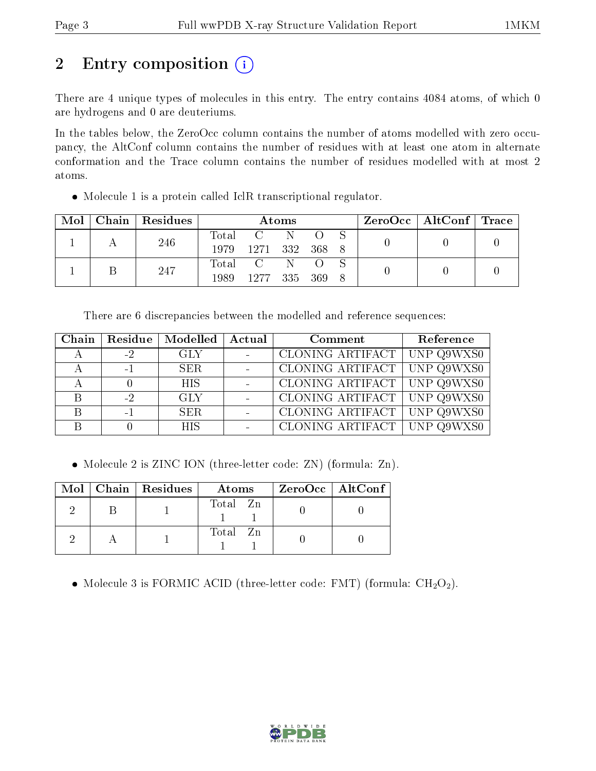# 2 Entry composition

There are 4 unique types of molecules in this entry. The entry contains 4084 atoms, of which 0 are hydrogens and 0 are deuteriums.

In the tables below, the ZeroOcc column contains the number of atoms modelled with zero occupancy, the AltConf column contains the number of residues with at least one atom in alternate conformation and the Trace column contains the number of residues modelled with at most 2 atoms.

- Molecule 1 is a protein called IclR transcriptional regulator.

| Mol | Chain | Residues | Atoms | | | | | ZeroOcc | AltConf | Trace |
|---|---|---|---|---|---|---|---|---|---|---|
| 1 | A | 246 | Total<br>1979 | C<br>1271 | N<br>332 | O<br>368 | S<br>8 | 0 | 0 | 0 |
| 1 | B | 247 | Total<br>1989 | C<br>1277 | N<br>335 | O<br>369 | S<br>8 | 0 | 0 | 0 |

There are 6 discrepancies between the modelled and reference sequences:

| Chain | Residue | Modelled | Actual | Comment | Reference |
|---|---|---|---|---|---|
| A | -2 | GLY | - | CLONING ARTIFACT | UNP Q9WXS0 |
| A | -1 | SER | - | CLONING ARTIFACT | UNP Q9WXS0 |
| A | 0 | HIS | - | CLONING ARTIFACT | UNP Q9WXS0 |
| B | -2 | GLY | - | CLONING ARTIFACT | UNP Q9WXS0 |
| B | -1 | SER | - | CLONING ARTIFACT | UNP Q9WXS0 |
| B | 0 | HIS | - | CLONING ARTIFACT | UNP Q9WXS0 |

- Molecule 2 is ZINC ION (three-letter code: ZN) (formula: Zn).

| Mol | Chain | Residues | Atoms | | ZeroOcc | AltConf |
|---|---|---|---|---|---|---|
| 2 | B | 1 | Total<br>1 | Zn<br>1 | 0 | 0 |
| 2 | A | 1 | Total<br>1 | Zn<br>1 | 0 | 0 |

- Molecule 3 is FORMIC ACID (three-letter code: FMT) (formula: $CH_2O_2$).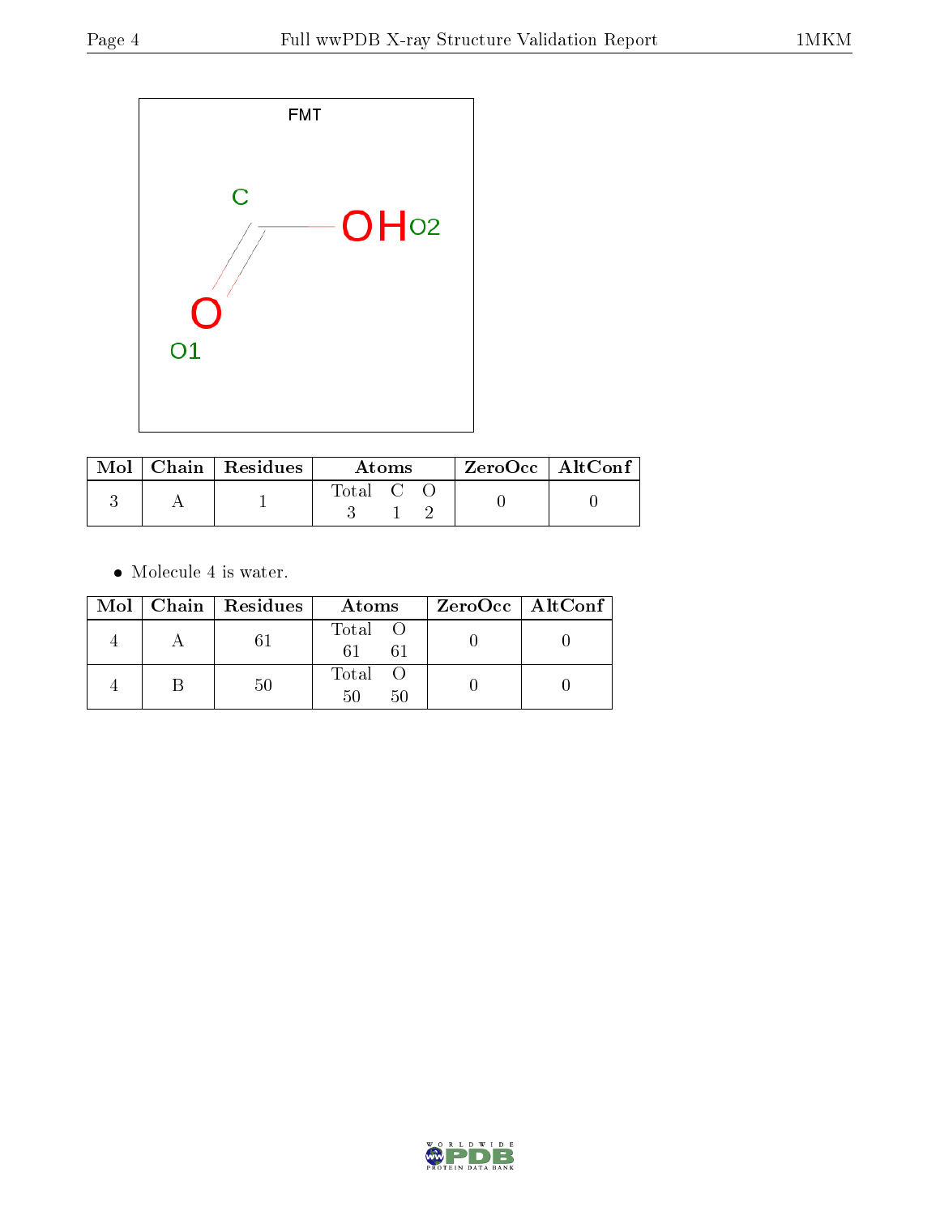FMT

| Mol | Chain | Residues | Atoms | | | ZeroOcc | AltConf |
|---|---|---|---|---|---|---|---|
| | | | Total | C | O | | |
| 3 | A | 1 | 3 | 1 | 2 | 0 | 0 |

- Molecule 4 is water.

| Mol | Chain | Residues | Atoms | | ZeroOcc | AltConf |
|---|---|---|---|---|---|---|
| | | | Total | O | | |
| 4 | A | 61 | 61 | 61 | 0 | 0 |
| 4 | B | 50 | 50 | 50 | 0 | 0 |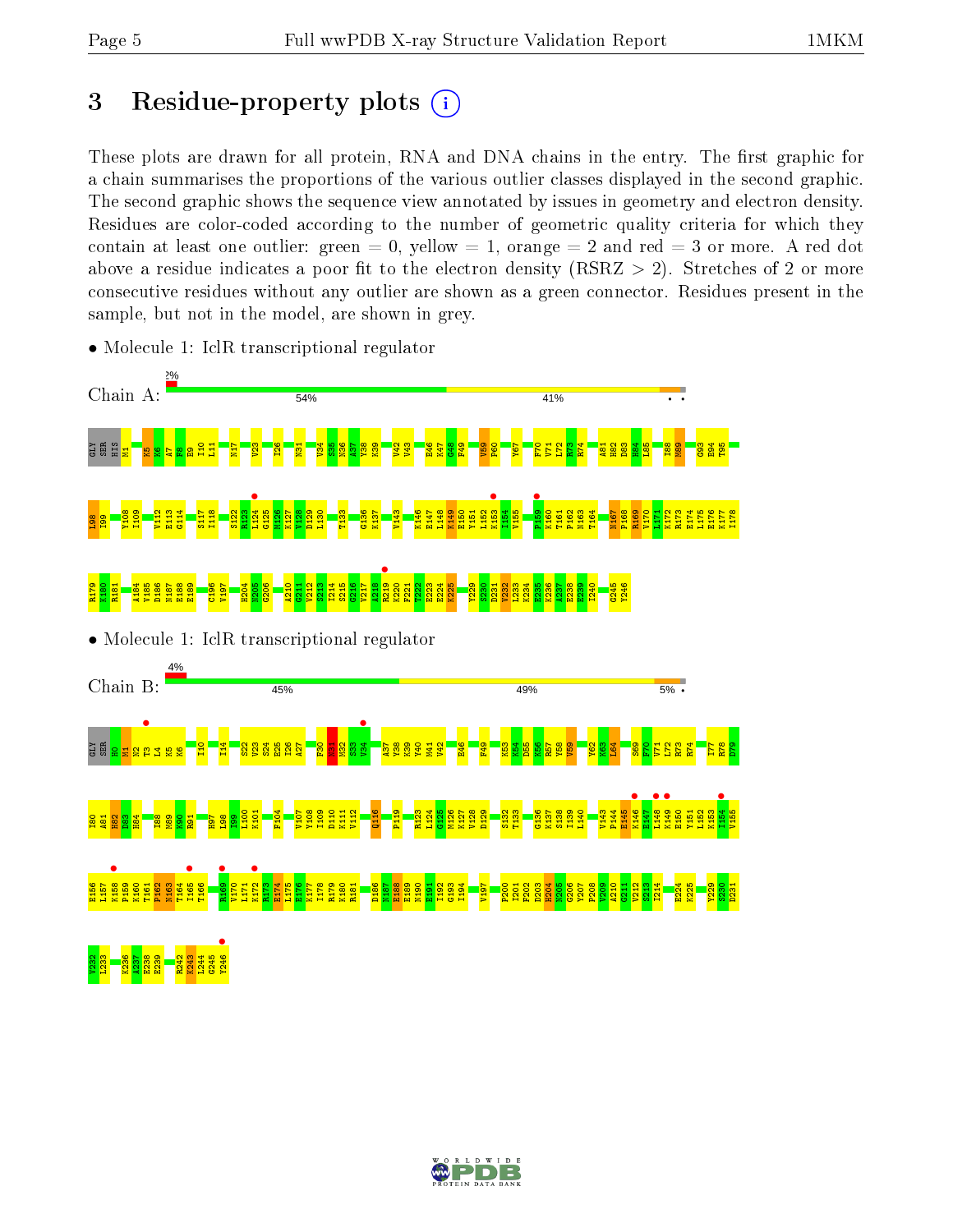# 3 Residue-property plots

These plots are drawn for all protein, RNA and DNA chains in the entry. The first graphic for a chain summarises the proportions of the various outlier classes displayed in the second graphic. The second graphic shows the sequence view annotated by issues in geometry and electron density. Residues are color-coded according to the number of geometric quality criteria for which they contain at least one outlier: green = 0, yellow = 1, orange = 2 and red = 3 or more. A red dot above a residue indicates a poor fit to the electron density (RSRZ > 2). Stretches of 2 or more consecutive residues without any outlier are shown as a green connector. Residues present in the sample, but not in the model, are shown in grey.

- Molecule 1: IclR transcriptional regulator

Chain A: 2% | 54% | 41%

- Molecule 1: IclR transcriptional regulator

Chain B: 4% | 45% | 49% | 5%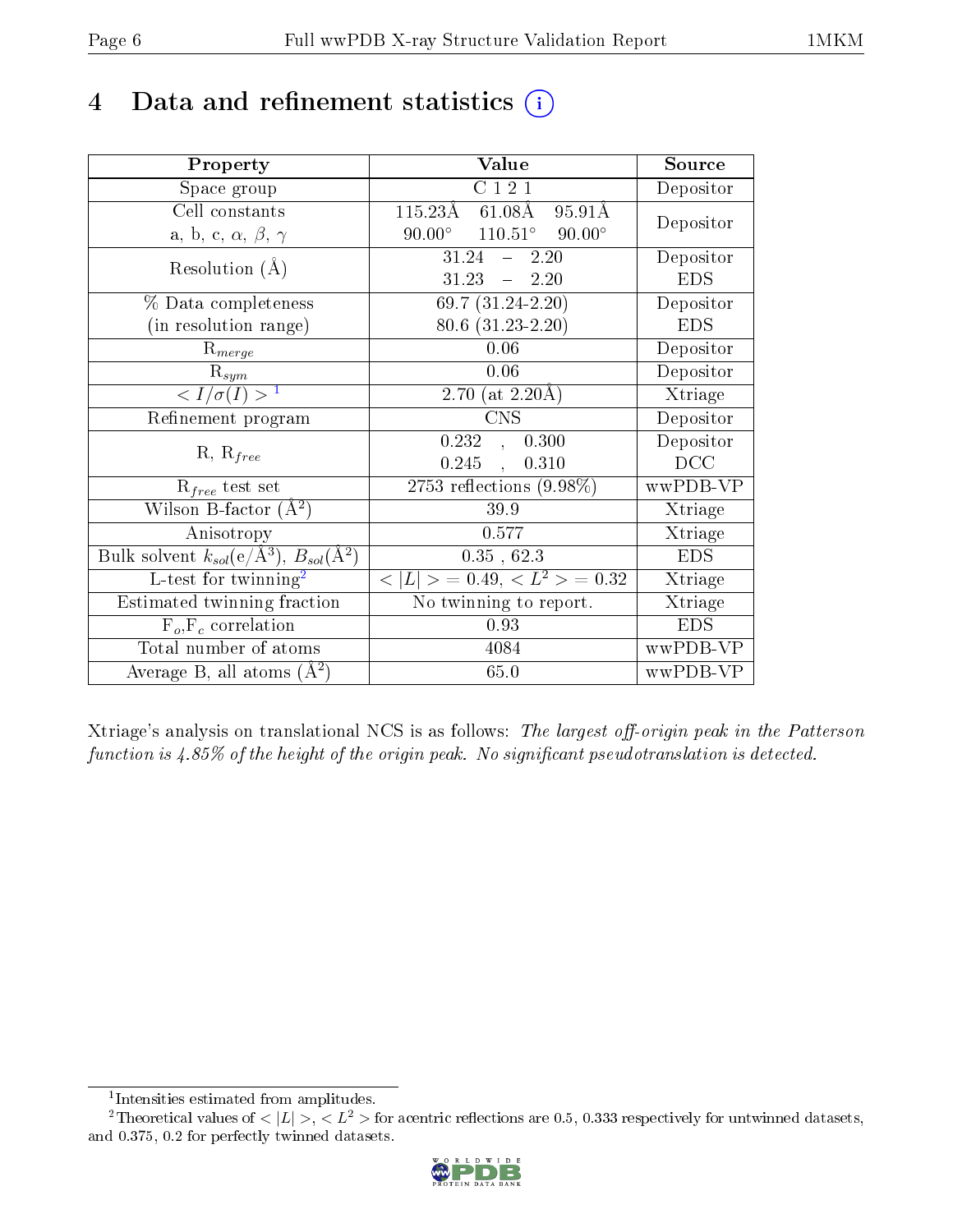# 4 Data and refinement statistics (i)

| Property | Value | Source |
|---|---|---|
| Space group | C 1 2 1 | Depositor |
| Cell constants<br>a, b, c, $\alpha$, $\beta$, $\gamma$ | 115.23Å 61.08Å 95.91Å<br>90.00° 110.51° 90.00° | Depositor |
| Resolution (Å) | 31.24 – 2.20<br>31.23 – 2.20 | Depositor<br>EDS |
| % Data completeness<br>(in resolution range) | 69.7 (31.24-2.20)<br>80.6 (31.23-2.20) | Depositor<br>EDS |
| $R_{merge}$ | 0.06 | Depositor |
| $R_{sym}$ | 0.06 | Depositor |
| $< I/\sigma(I) >$ [1] | 2.70 (at 2.20Å) | Xtriage |
| Refinement program | CNS | Depositor |
| R, $R_{free}$ | 0.232 , 0.300<br>0.245 , 0.310 | Depositor<br>DCC |
| $R_{free}$ test set | 2753 reflections (9.98%) | wwPDB-VP |
| Wilson B-factor (Å$^2$) | 39.9 | Xtriage |
| Anisotropy | 0.577 | Xtriage |
| Bulk solvent $k_{sol}$(e/Å$^3$), $B_{sol}$(Å$^2$) | 0.35 , 62.3 | EDS |
| L-test for twinning[2] | $< \|L\| >$ = 0.49, $< L^2 >$ = 0.32 | Xtriage |
| Estimated twinning fraction | No twinning to report. | Xtriage |
| $F_o$,$F_c$ correlation | 0.93 | EDS |
| Total number of atoms | 4084 | wwPDB-VP |
| Average B, all atoms (Å$^2$) | 65.0 | wwPDB-VP |

Xtriage's analysis on translational NCS is as follows: *The largest off-origin peak in the Patterson function is 4.85% of the height of the origin peak. No significant pseudotranslation is detected.*

[1] Intensities estimated from amplitudes.

[2] Theoretical values of $< |L| >$, $< L^2 >$ for acentric reflections are 0.5, 0.333 respectively for untwinned datasets, and 0.375, 0.2 for perfectly twinned datasets.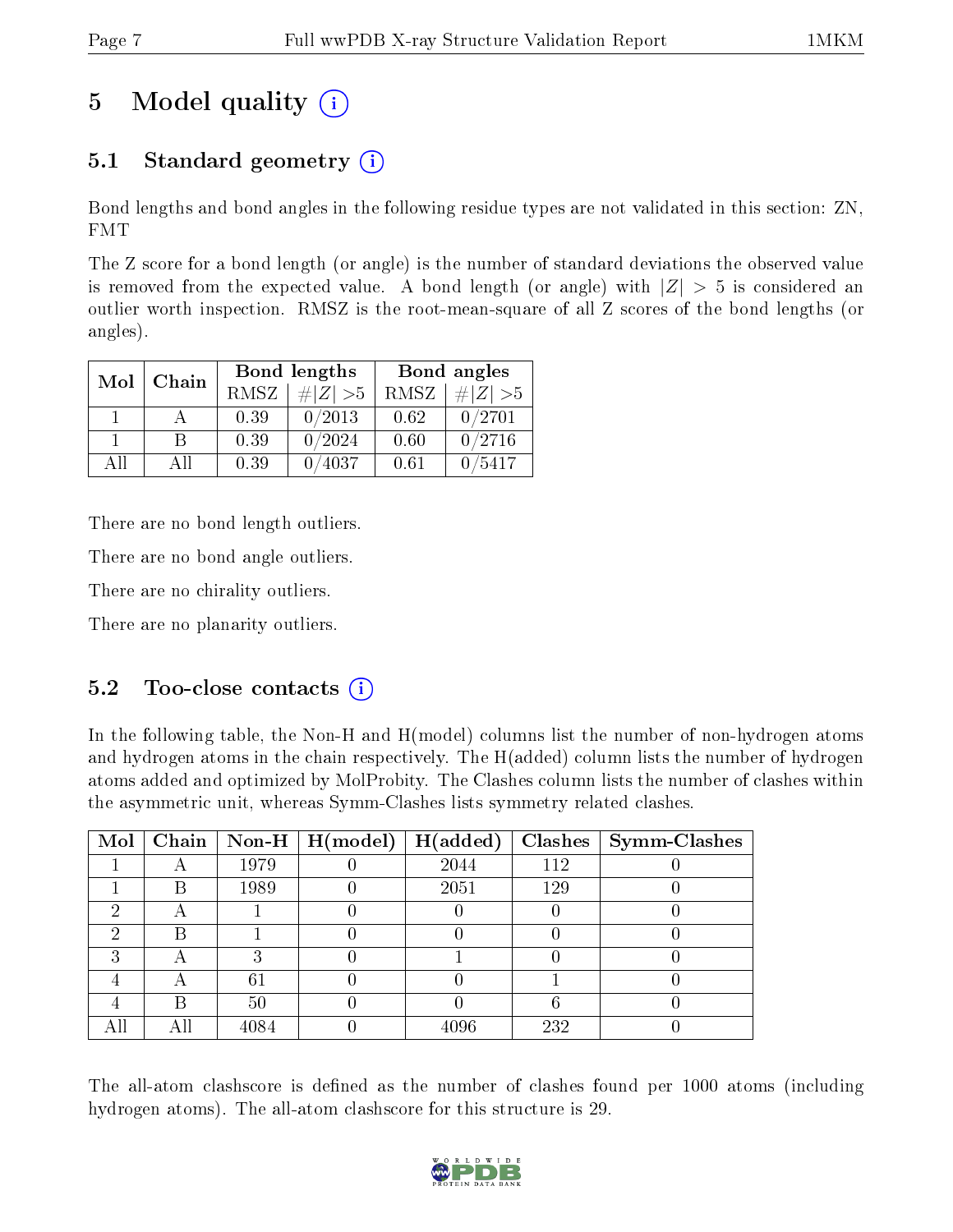# 5 Model quality (i)

## 5.1 Standard geometry (i)

Bond lengths and bond angles in the following residue types are not validated in this section: ZN, FMT

The Z score for a bond length (or angle) is the number of standard deviations the observed value is removed from the expected value. A bond length (or angle) with $|Z| > 5$ is considered an outlier worth inspection. RMSZ is the root-mean-square of all Z scores of the bond lengths (or angles).

| Mol | Chain | Bond lengths | | Bond angles | |
|---|---|---|---|---|---|
| | | RMSZ | $\#\|Z\| > 5$ | RMSZ | $\#\|Z\| > 5$ |
| 1 | A | 0.39 | 0/2013 | 0.62 | 0/2701 |
| 1 | B | 0.39 | 0/2024 | 0.60 | 0/2716 |
| All | All | 0.39 | 0/4037 | 0.61 | 0/5417 |

There are no bond length outliers.

There are no bond angle outliers.

There are no chirality outliers.

There are no planarity outliers.

## 5.2 Too-close contacts (i)

In the following table, the Non-H and H(model) columns list the number of non-hydrogen atoms and hydrogen atoms in the chain respectively. The H(added) column lists the number of hydrogen atoms added and optimized by MolProbity. The Clashes column lists the number of clashes within the asymmetric unit, whereas Symm-Clashes lists symmetry related clashes.

| Mol | Chain | Non-H | H(model) | H(added) | Clashes | Symm-Clashes |
|---|---|---|---|---|---|---|
| 1 | A | 1979 | 0 | 2044 | 112 | 0 |
| 1 | B | 1989 | 0 | 2051 | 129 | 0 |
| 2 | A | 1 | 0 | 0 | 0 | 0 |
| 2 | B | 1 | 0 | 0 | 0 | 0 |
| 3 | A | 3 | 0 | 1 | 0 | 0 |
| 4 | A | 61 | 0 | 0 | 1 | 0 |
| 4 | B | 50 | 0 | 0 | 6 | 0 |
| All | All | 4084 | 0 | 4096 | 232 | 0 |

The all-atom clashscore is defined as the number of clashes found per 1000 atoms (including hydrogen atoms). The all-atom clashscore for this structure is 29.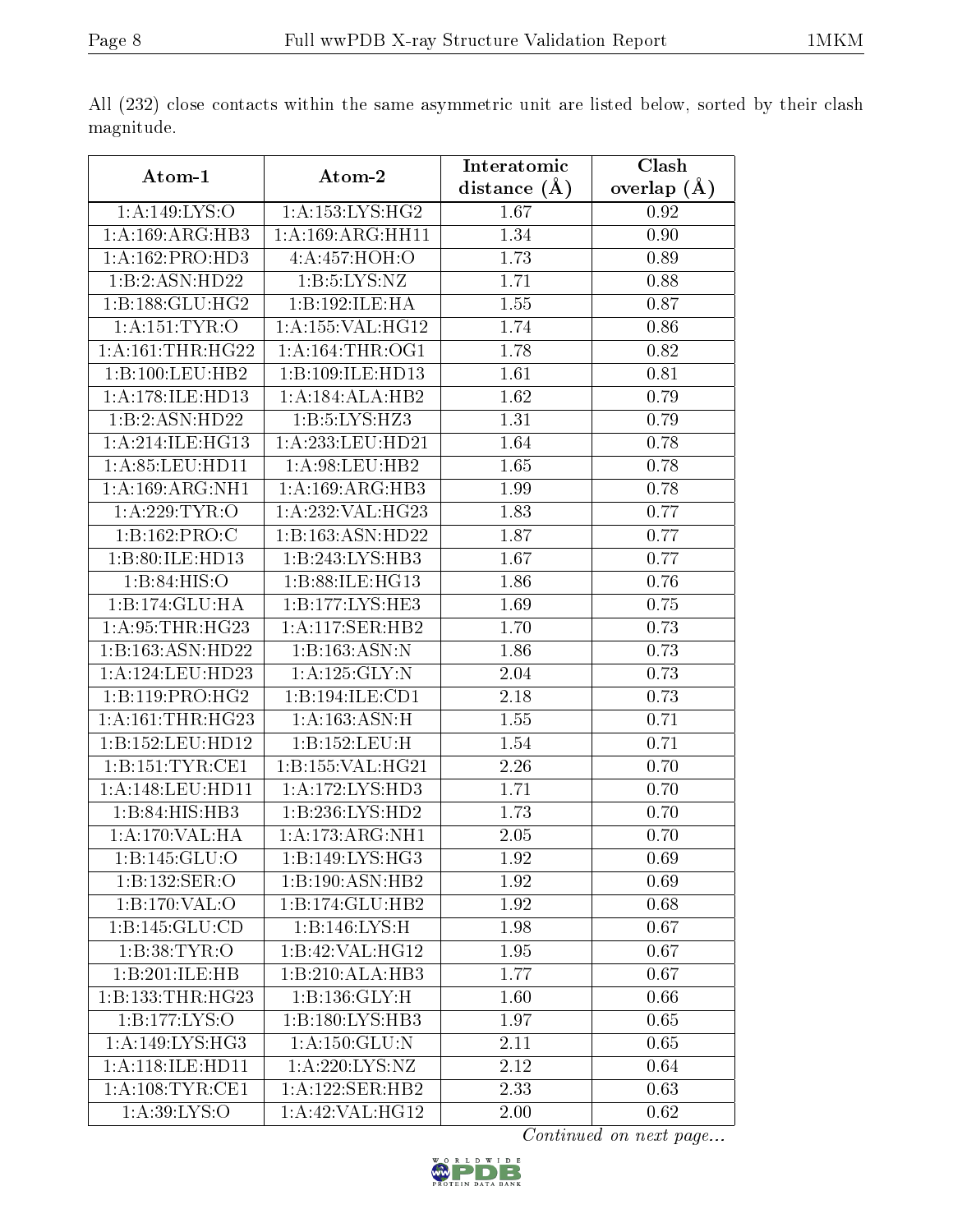All (232) close contacts within the same asymmetric unit are listed below, sorted by their clash magnitude.

| Atom-1 | Atom-2 | Interatomic distance (Å) | Clash overlap (Å) |
|---|---|---|---|
| 1:A:149:LYS:O | 1:A:153:LYS:HG2 | 1.67 | 0.92 |
| 1:A:169:ARG:HB3 | 1:A:169:ARG:HH11 | 1.34 | 0.90 |
| 1:A:162:PRO:HD3 | 4:A:457:HOH:O | 1.73 | 0.89 |
| 1:B:2:ASN:HD22 | 1:B:5:LYS:NZ | 1.71 | 0.88 |
| 1:B:188:GLU:HG2 | 1:B:192:ILE:HA | 1.55 | 0.87 |
| 1:A:151:TYR:O | 1:A:155:VAL:HG12 | 1.74 | 0.86 |
| 1:A:161:THR:HG22 | 1:A:164:THR:OG1 | 1.78 | 0.82 |
| 1:B:100:LEU:HB2 | 1:B:109:ILE:HD13 | 1.61 | 0.81 |
| 1:A:178:ILE:HD13 | 1:A:184:ALA:HB2 | 1.62 | 0.79 |
| 1:B:2:ASN:HD22 | 1:B:5:LYS:HZ3 | 1.31 | 0.79 |
| 1:A:214:ILE:HG13 | 1:A:233:LEU:HD21 | 1.64 | 0.78 |
| 1:A:85:LEU:HD11 | 1:A:98:LEU:HB2 | 1.65 | 0.78 |
| 1:A:169:ARG:NH1 | 1:A:169:ARG:HB3 | 1.99 | 0.78 |
| 1:A:229:TYR:O | 1:A:232:VAL:HG23 | 1.83 | 0.77 |
| 1:B:162:PRO:C | 1:B:163:ASN:HD22 | 1.87 | 0.77 |
| 1:B:80:ILE:HD13 | 1:B:243:LYS:HB3 | 1.67 | 0.77 |
| 1:B:84:HIS:O | 1:B:88:ILE:HG13 | 1.86 | 0.76 |
| 1:B:174:GLU:HA | 1:B:177:LYS:HE3 | 1.69 | 0.75 |
| 1:A:95:THR:HG23 | 1:A:117:SER:HB2 | 1.70 | 0.73 |
| 1:B:163:ASN:HD22 | 1:B:163:ASN:N | 1.86 | 0.73 |
| 1:A:124:LEU:HD23 | 1:A:125:GLY:N | 2.04 | 0.73 |
| 1:B:119:PRO:HG2 | 1:B:194:ILE:CD1 | 2.18 | 0.73 |
| 1:A:161:THR:HG23 | 1:A:163:ASN:H | 1.55 | 0.71 |
| 1:B:152:LEU:HD12 | 1:B:152:LEU:H | 1.54 | 0.71 |
| 1:B:151:TYR:CE1 | 1:B:155:VAL:HG21 | 2.26 | 0.70 |
| 1:A:148:LEU:HD11 | 1:A:172:LYS:HD3 | 1.71 | 0.70 |
| 1:B:84:HIS:HB3 | 1:B:236:LYS:HD2 | 1.73 | 0.70 |
| 1:A:170:VAL:HA | 1:A:173:ARG:NH1 | 2.05 | 0.70 |
| 1:B:145:GLU:O | 1:B:149:LYS:HG3 | 1.92 | 0.69 |
| 1:B:132:SER:O | 1:B:190:ASN:HB2 | 1.92 | 0.69 |
| 1:B:170:VAL:O | 1:B:174:GLU:HB2 | 1.92 | 0.68 |
| 1:B:145:GLU:CD | 1:B:146:LYS:H | 1.98 | 0.67 |
| 1:B:38:TYR:O | 1:B:42:VAL:HG12 | 1.95 | 0.67 |
| 1:B:201:ILE:HB | 1:B:210:ALA:HB3 | 1.77 | 0.67 |
| 1:B:133:THR:HG23 | 1:B:136:GLY:H | 1.60 | 0.66 |
| 1:B:177:LYS:O | 1:B:180:LYS:HB3 | 1.97 | 0.65 |
| 1:A:149:LYS:HG3 | 1:A:150:GLU:N | 2.11 | 0.65 |
| 1:A:118:ILE:HD11 | 1:A:220:LYS:NZ | 2.12 | 0.64 |
| 1:A:108:TYR:CE1 | 1:A:122:SER:HB2 | 2.33 | 0.63 |
| 1:A:39:LYS:O | 1:A:42:VAL:HG12 | 2.00 | 0.62 |

*Continued on next page...*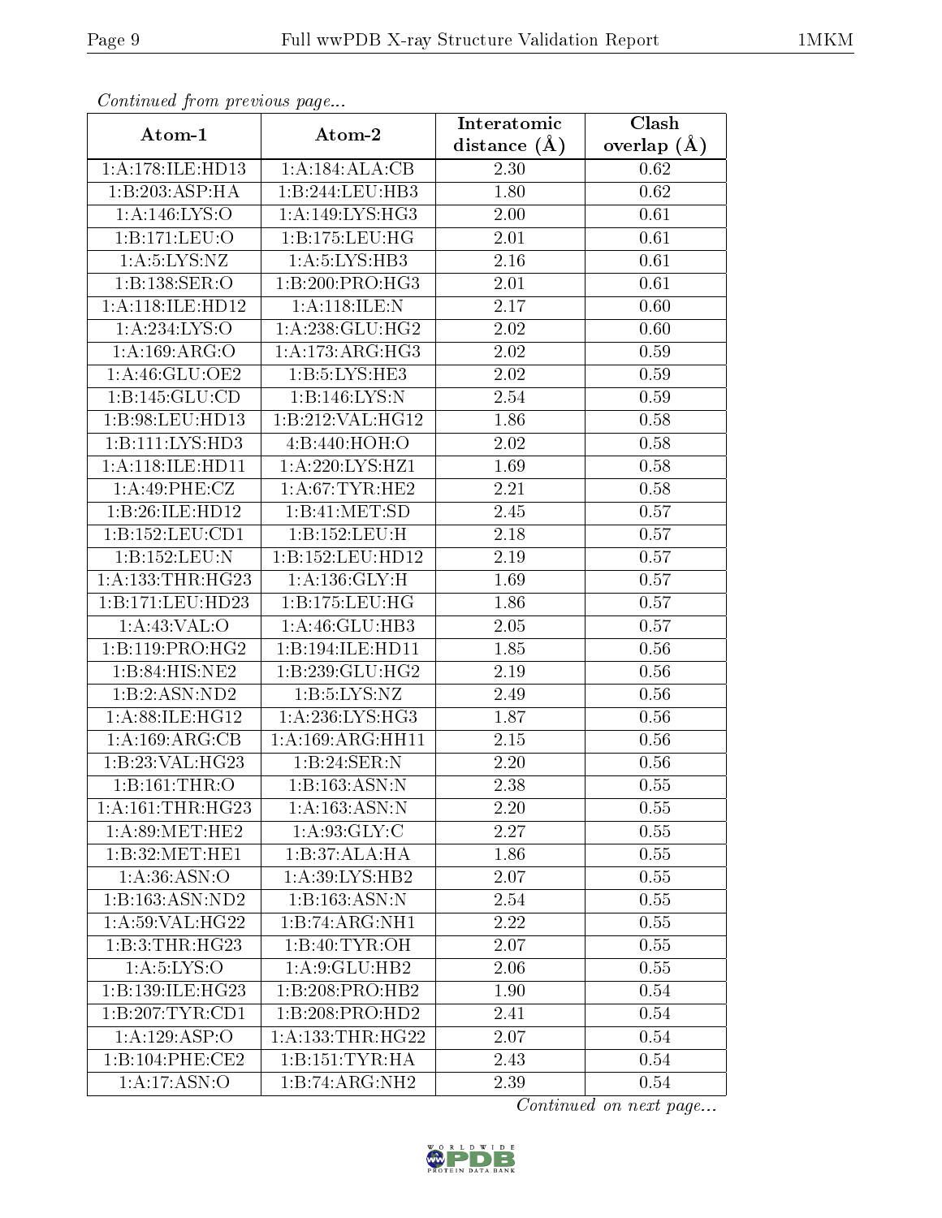*Continued from previous page...*

| Atom-1 | Atom-2 | Interatomic distance (Å) | Clash overlap (Å) |
|---|---|---|---|
| 1:A:178:ILE:HD13 | 1:A:184:ALA:CB | 2.30 | 0.62 |
| 1:B:203:ASP:HA | 1:B:244:LEU:HB3 | 1.80 | 0.62 |
| 1:A:146:LYS:O | 1:A:149:LYS:HG3 | 2.00 | 0.61 |
| 1:B:171:LEU:O | 1:B:175:LEU:HG | 2.01 | 0.61 |
| 1:A:5:LYS:NZ | 1:A:5:LYS:HB3 | 2.16 | 0.61 |
| 1:B:138:SER:O | 1:B:200:PRO:HG3 | 2.01 | 0.61 |
| 1:A:118:ILE:HD12 | 1:A:118:ILE:N | 2.17 | 0.60 |
| 1:A:234:LYS:O | 1:A:238:GLU:HG2 | 2.02 | 0.60 |
| 1:A:169:ARG:O | 1:A:173:ARG:HG3 | 2.02 | 0.59 |
| 1:A:46:GLU:OE2 | 1:B:5:LYS:HE3 | 2.02 | 0.59 |
| 1:B:145:GLU:CD | 1:B:146:LYS:N | 2.54 | 0.59 |
| 1:B:98:LEU:HD13 | 1:B:212:VAL:HG12 | 1.86 | 0.58 |
| 1:B:111:LYS:HD3 | 4:B:440:HOH:O | 2.02 | 0.58 |
| 1:A:118:ILE:HD11 | 1:A:220:LYS:HZ1 | 1.69 | 0.58 |
| 1:A:49:PHE:CZ | 1:A:67:TYR:HE2 | 2.21 | 0.58 |
| 1:B:26:ILE:HD12 | 1:B:41:MET:SD | 2.45 | 0.57 |
| 1:B:152:LEU:CD1 | 1:B:152:LEU:H | 2.18 | 0.57 |
| 1:B:152:LEU:N | 1:B:152:LEU:HD12 | 2.19 | 0.57 |
| 1:A:133:THR:HG23 | 1:A:136:GLY:H | 1.69 | 0.57 |
| 1:B:171:LEU:HD23 | 1:B:175:LEU:HG | 1.86 | 0.57 |
| 1:A:43:VAL:O | 1:A:46:GLU:HB3 | 2.05 | 0.57 |
| 1:B:119:PRO:HG2 | 1:B:194:ILE:HD11 | 1.85 | 0.56 |
| 1:B:84:HIS:NE2 | 1:B:239:GLU:HG2 | 2.19 | 0.56 |
| 1:B:2:ASN:ND2 | 1:B:5:LYS:NZ | 2.49 | 0.56 |
| 1:A:88:ILE:HG12 | 1:A:236:LYS:HG3 | 1.87 | 0.56 |
| 1:A:169:ARG:CB | 1:A:169:ARG:HH11 | 2.15 | 0.56 |
| 1:B:23:VAL:HG23 | 1:B:24:SER:N | 2.20 | 0.56 |
| 1:B:161:THR:O | 1:B:163:ASN:N | 2.38 | 0.55 |
| 1:A:161:THR:HG23 | 1:A:163:ASN:N | 2.20 | 0.55 |
| 1:A:89:MET:HE2 | 1:A:93:GLY:C | 2.27 | 0.55 |
| 1:B:32:MET:HE1 | 1:B:37:ALA:HA | 1.86 | 0.55 |
| 1:A:36:ASN:O | 1:A:39:LYS:HB2 | 2.07 | 0.55 |
| 1:B:163:ASN:ND2 | 1:B:163:ASN:N | 2.54 | 0.55 |
| 1:A:59:VAL:HG22 | 1:B:74:ARG:NH1 | 2.22 | 0.55 |
| 1:B:3:THR:HG23 | 1:B:40:TYR:OH | 2.07 | 0.55 |
| 1:A:5:LYS:O | 1:A:9:GLU:HB2 | 2.06 | 0.55 |
| 1:B:139:ILE:HG23 | 1:B:208:PRO:HB2 | 1.90 | 0.54 |
| 1:B:207:TYR:CD1 | 1:B:208:PRO:HD2 | 2.41 | 0.54 |
| 1:A:129:ASP:O | 1:A:133:THR:HG22 | 2.07 | 0.54 |
| 1:B:104:PHE:CE2 | 1:B:151:TYR:HA | 2.43 | 0.54 |
| 1:A:17:ASN:O | 1:B:74:ARG:NH2 | 2.39 | 0.54 |

*Continued on next page...*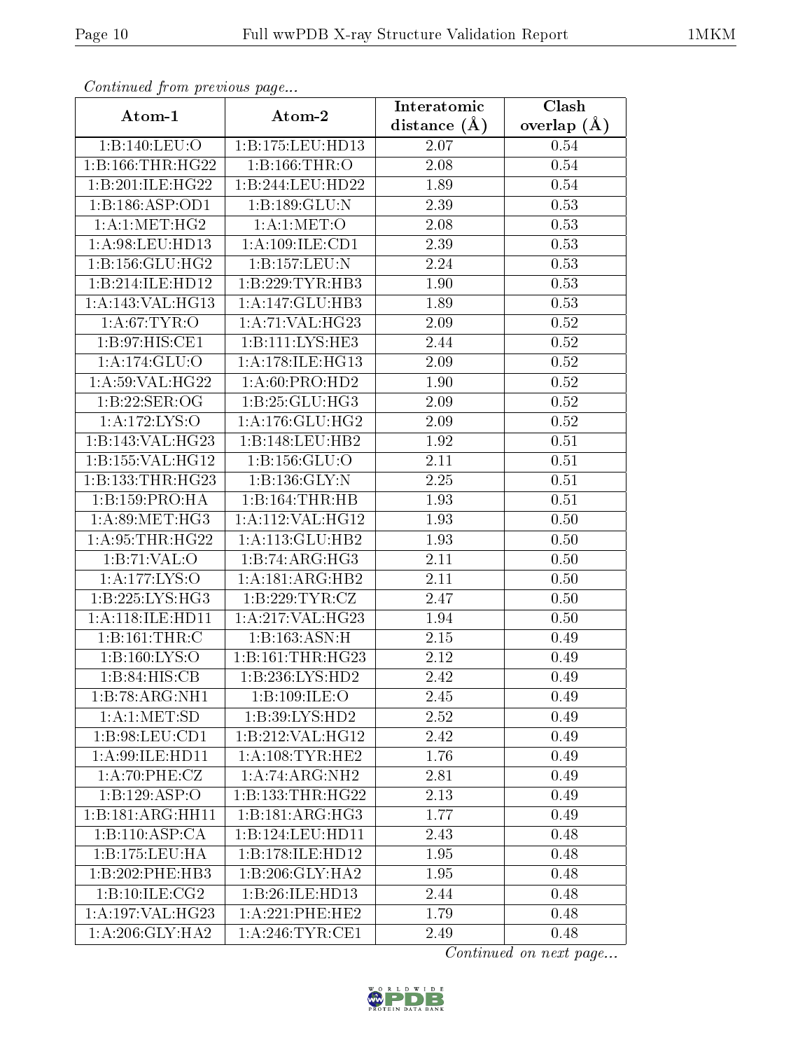*Continued from previous page...*

| Atom-1 | Atom-2 | Interatomic distance (Å) | Clash overlap (Å) |
|---|---|---|---|
| 1:B:140:LEU:O | 1:B:175:LEU:HD13 | 2.07 | 0.54 |
| 1:B:166:THR:HG22 | 1:B:166:THR:O | 2.08 | 0.54 |
| 1:B:201:ILE:HG22 | 1:B:244:LEU:HD22 | 1.89 | 0.54 |
| 1:B:186:ASP:OD1 | 1:B:189:GLU:N | 2.39 | 0.53 |
| 1:A:1:MET:HG2 | 1:A:1:MET:O | 2.08 | 0.53 |
| 1:A:98:LEU:HD13 | 1:A:109:ILE:CD1 | 2.39 | 0.53 |
| 1:B:156:GLU:HG2 | 1:B:157:LEU:N | 2.24 | 0.53 |
| 1:B:214:ILE:HD12 | 1:B:229:TYR:HB3 | 1.90 | 0.53 |
| 1:A:143:VAL:HG13 | 1:A:147:GLU:HB3 | 1.89 | 0.53 |
| 1:A:67:TYR:O | 1:A:71:VAL:HG23 | 2.09 | 0.52 |
| 1:B:97:HIS:CE1 | 1:B:111:LYS:HE3 | 2.44 | 0.52 |
| 1:A:174:GLU:O | 1:A:178:ILE:HG13 | 2.09 | 0.52 |
| 1:A:59:VAL:HG22 | 1:A:60:PRO:HD2 | 1.90 | 0.52 |
| 1:B:22:SER:OG | 1:B:25:GLU:HG3 | 2.09 | 0.52 |
| 1:A:172:LYS:O | 1:A:176:GLU:HG2 | 2.09 | 0.52 |
| 1:B:143:VAL:HG23 | 1:B:148:LEU:HB2 | 1.92 | 0.51 |
| 1:B:155:VAL:HG12 | 1:B:156:GLU:O | 2.11 | 0.51 |
| 1:B:133:THR:HG23 | 1:B:136:GLY:N | 2.25 | 0.51 |
| 1:B:159:PRO:HA | 1:B:164:THR:HB | 1.93 | 0.51 |
| 1:A:89:MET:HG3 | 1:A:112:VAL:HG12 | 1.93 | 0.50 |
| 1:A:95:THR:HG22 | 1:A:113:GLU:HB2 | 1.93 | 0.50 |
| 1:B:71:VAL:O | 1:B:74:ARG:HG3 | 2.11 | 0.50 |
| 1:A:177:LYS:O | 1:A:181:ARG:HB2 | 2.11 | 0.50 |
| 1:B:225:LYS:HG3 | 1:B:229:TYR:CZ | 2.47 | 0.50 |
| 1:A:118:ILE:HD11 | 1:A:217:VAL:HG23 | 1.94 | 0.50 |
| 1:B:161:THR:C | 1:B:163:ASN:H | 2.15 | 0.49 |
| 1:B:160:LYS:O | 1:B:161:THR:HG23 | 2.12 | 0.49 |
| 1:B:84:HIS:CB | 1:B:236:LYS:HD2 | 2.42 | 0.49 |
| 1:B:78:ARG:NH1 | 1:B:109:ILE:O | 2.45 | 0.49 |
| 1:A:1:MET:SD | 1:B:39:LYS:HD2 | 2.52 | 0.49 |
| 1:B:98:LEU:CD1 | 1:B:212:VAL:HG12 | 2.42 | 0.49 |
| 1:A:99:ILE:HD11 | 1:A:108:TYR:HE2 | 1.76 | 0.49 |
| 1:A:70:PHE:CZ | 1:A:74:ARG:NH2 | 2.81 | 0.49 |
| 1:B:129:ASP:O | 1:B:133:THR:HG22 | 2.13 | 0.49 |
| 1:B:181:ARG:HH11 | 1:B:181:ARG:HG3 | 1.77 | 0.49 |
| 1:B:110:ASP:CA | 1:B:124:LEU:HD11 | 2.43 | 0.48 |
| 1:B:175:LEU:HA | 1:B:178:ILE:HD12 | 1.95 | 0.48 |
| 1:B:202:PHE:HB3 | 1:B:206:GLY:HA2 | 1.95 | 0.48 |
| 1:B:10:ILE:CG2 | 1:B:26:ILE:HD13 | 2.44 | 0.48 |
| 1:A:197:VAL:HG23 | 1:A:221:PHE:HE2 | 1.79 | 0.48 |
| 1:A:206:GLY:HA2 | 1:A:246:TYR:CE1 | 2.49 | 0.48 |

*Continued on next page...*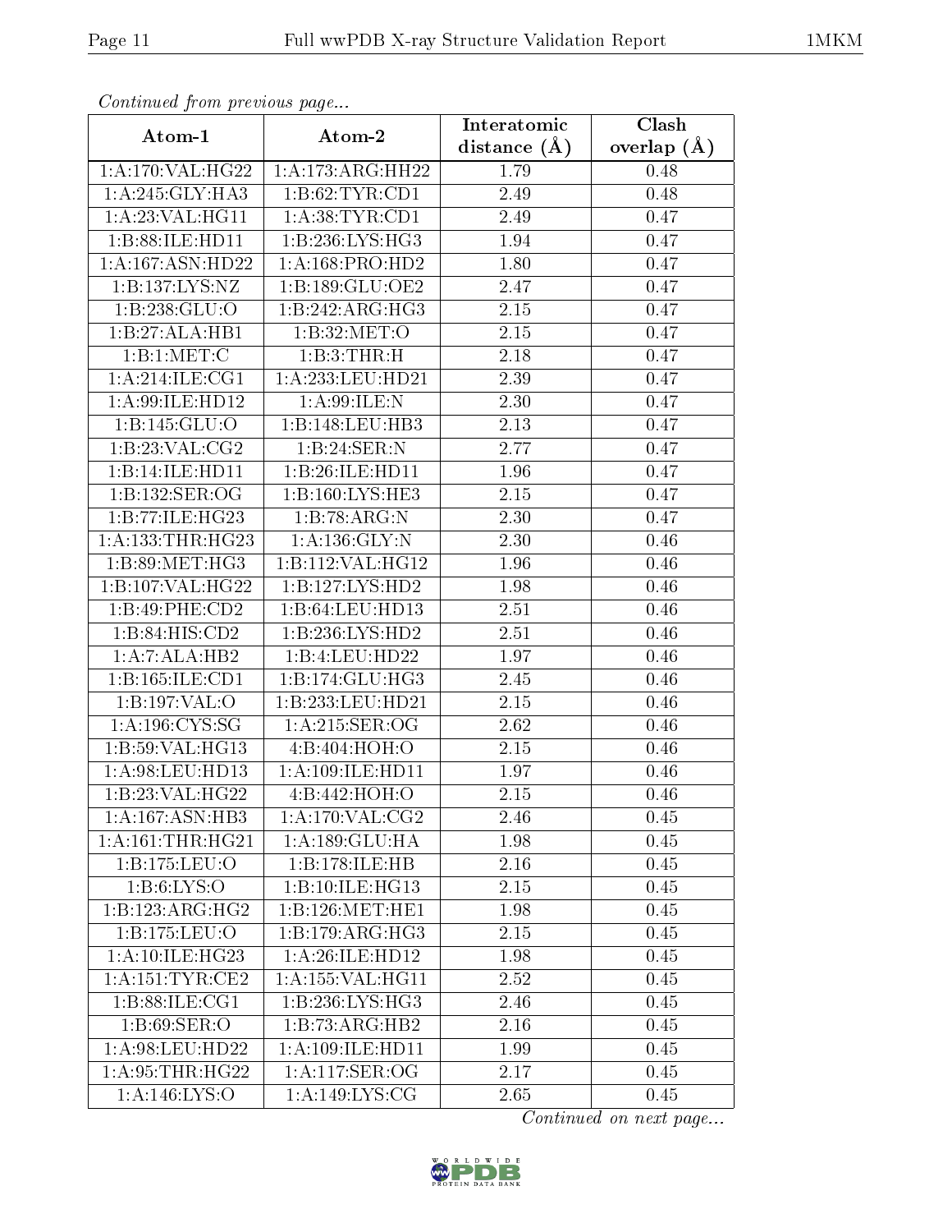*Continued from previous page...*

| Atom-1 | Atom-2 | Interatomic distance (Å) | Clash overlap (Å) |
| --- | --- | --- | --- |
| 1:A:170:VAL:HG22 | 1:A:173:ARG:HH22 | 1.79 | 0.48 |
| 1:A:245:GLY:HA3 | 1:B:62:TYR:CD1 | 2.49 | 0.48 |
| 1:A:23:VAL:HG11 | 1:A:38:TYR:CD1 | 2.49 | 0.47 |
| 1:B:88:ILE:HD11 | 1:B:236:LYS:HG3 | 1.94 | 0.47 |
| 1:A:167:ASN:HD22 | 1:A:168:PRO:HD2 | 1.80 | 0.47 |
| 1:B:137:LYS:NZ | 1:B:189:GLU:OE2 | 2.47 | 0.47 |
| 1:B:238:GLU:O | 1:B:242:ARG:HG3 | 2.15 | 0.47 |
| 1:B:27:ALA:HB1 | 1:B:32:MET:O | 2.15 | 0.47 |
| 1:B:1:MET:C | 1:B:3:THR:H | 2.18 | 0.47 |
| 1:A:214:ILE:CG1 | 1:A:233:LEU:HD21 | 2.39 | 0.47 |
| 1:A:99:ILE:HD12 | 1:A:99:ILE:N | 2.30 | 0.47 |
| 1:B:145:GLU:O | 1:B:148:LEU:HB3 | 2.13 | 0.47 |
| 1:B:23:VAL:CG2 | 1:B:24:SER:N | 2.77 | 0.47 |
| 1:B:14:ILE:HD11 | 1:B:26:ILE:HD11 | 1.96 | 0.47 |
| 1:B:132:SER:OG | 1:B:160:LYS:HE3 | 2.15 | 0.47 |
| 1:B:77:ILE:HG23 | 1:B:78:ARG:N | 2.30 | 0.47 |
| 1:A:133:THR:HG23 | 1:A:136:GLY:N | 2.30 | 0.46 |
| 1:B:89:MET:HG3 | 1:B:112:VAL:HG12 | 1.96 | 0.46 |
| 1:B:107:VAL:HG22 | 1:B:127:LYS:HD2 | 1.98 | 0.46 |
| 1:B:49:PHE:CD2 | 1:B:64:LEU:HD13 | 2.51 | 0.46 |
| 1:B:84:HIS:CD2 | 1:B:236:LYS:HD2 | 2.51 | 0.46 |
| 1:A:7:ALA:HB2 | 1:B:4:LEU:HD22 | 1.97 | 0.46 |
| 1:B:165:ILE:CD1 | 1:B:174:GLU:HG3 | 2.45 | 0.46 |
| 1:B:197:VAL:O | 1:B:233:LEU:HD21 | 2.15 | 0.46 |
| 1:A:196:CYS:SG | 1:A:215:SER:OG | 2.62 | 0.46 |
| 1:B:59:VAL:HG13 | 4:B:404:HOH:O | 2.15 | 0.46 |
| 1:A:98:LEU:HD13 | 1:A:109:ILE:HD11 | 1.97 | 0.46 |
| 1:B:23:VAL:HG22 | 4:B:442:HOH:O | 2.15 | 0.46 |
| 1:A:167:ASN:HB3 | 1:A:170:VAL:CG2 | 2.46 | 0.45 |
| 1:A:161:THR:HG21 | 1:A:189:GLU:HA | 1.98 | 0.45 |
| 1:B:175:LEU:O | 1:B:178:ILE:HB | 2.16 | 0.45 |
| 1:B:6:LYS:O | 1:B:10:ILE:HG13 | 2.15 | 0.45 |
| 1:B:123:ARG:HG2 | 1:B:126:MET:HE1 | 1.98 | 0.45 |
| 1:B:175:LEU:O | 1:B:179:ARG:HG3 | 2.15 | 0.45 |
| 1:A:10:ILE:HG23 | 1:A:26:ILE:HD12 | 1.98 | 0.45 |
| 1:A:151:TYR:CE2 | 1:A:155:VAL:HG11 | 2.52 | 0.45 |
| 1:B:88:ILE:CG1 | 1:B:236:LYS:HG3 | 2.46 | 0.45 |
| 1:B:69:SER:O | 1:B:73:ARG:HB2 | 2.16 | 0.45 |
| 1:A:98:LEU:HD22 | 1:A:109:ILE:HD11 | 1.99 | 0.45 |
| 1:A:95:THR:HG22 | 1:A:117:SER:OG | 2.17 | 0.45 |
| 1:A:146:LYS:O | 1:A:149:LYS:CG | 2.65 | 0.45 |

*Continued on next page...*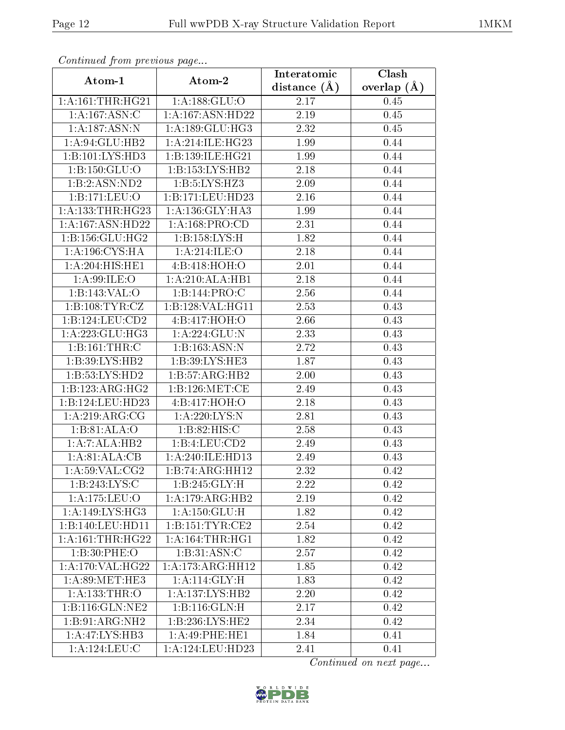*Continued from previous page...*

| Atom-1 | Atom-2 | Interatomic distance (Å) | Clash overlap (Å) |
|---|---|---|---|
| 1:A:161:THR:HG21 | 1:A:188:GLU:O | 2.17 | 0.45 |
| 1:A:167:ASN:C | 1:A:167:ASN:HD22 | 2.19 | 0.45 |
| 1:A:187:ASN:N | 1:A:189:GLU:HG3 | 2.32 | 0.45 |
| 1:A:94:GLU:HB2 | 1:A:214:ILE:HG23 | 1.99 | 0.44 |
| 1:B:101:LYS:HD3 | 1:B:139:ILE:HG21 | 1.99 | 0.44 |
| 1:B:150:GLU:O | 1:B:153:LYS:HB2 | 2.18 | 0.44 |
| 1:B:2:ASN:ND2 | 1:B:5:LYS:HZ3 | 2.09 | 0.44 |
| 1:B:171:LEU:O | 1:B:171:LEU:HD23 | 2.16 | 0.44 |
| 1:A:133:THR:HG23 | 1:A:136:GLY:HA3 | 1.99 | 0.44 |
| 1:A:167:ASN:HD22 | 1:A:168:PRO:CD | 2.31 | 0.44 |
| 1:B:156:GLU:HG2 | 1:B:158:LYS:H | 1.82 | 0.44 |
| 1:A:196:CYS:HA | 1:A:214:ILE:O | 2.18 | 0.44 |
| 1:A:204:HIS:HE1 | 4:B:418:HOH:O | 2.01 | 0.44 |
| 1:A:99:ILE:O | 1:A:210:ALA:HB1 | 2.18 | 0.44 |
| 1:B:143:VAL:O | 1:B:144:PRO:C | 2.56 | 0.44 |
| 1:B:108:TYR:CZ | 1:B:128:VAL:HG11 | 2.53 | 0.43 |
| 1:B:124:LEU:CD2 | 4:B:417:HOH:O | 2.66 | 0.43 |
| 1:A:223:GLU:HG3 | 1:A:224:GLU:N | 2.33 | 0.43 |
| 1:B:161:THR:C | 1:B:163:ASN:N | 2.72 | 0.43 |
| 1:B:39:LYS:HB2 | 1:B:39:LYS:HE3 | 1.87 | 0.43 |
| 1:B:53:LYS:HD2 | 1:B:57:ARG:HB2 | 2.00 | 0.43 |
| 1:B:123:ARG:HG2 | 1:B:126:MET:CE | 2.49 | 0.43 |
| 1:B:124:LEU:HD23 | 4:B:417:HOH:O | 2.18 | 0.43 |
| 1:A:219:ARG:CG | 1:A:220:LYS:N | 2.81 | 0.43 |
| 1:B:81:ALA:O | 1:B:82:HIS:C | 2.58 | 0.43 |
| 1:A:7:ALA:HB2 | 1:B:4:LEU:CD2 | 2.49 | 0.43 |
| 1:A:81:ALA:CB | 1:A:240:ILE:HD13 | 2.49 | 0.43 |
| 1:A:59:VAL:CG2 | 1:B:74:ARG:HH12 | 2.32 | 0.42 |
| 1:B:243:LYS:C | 1:B:245:GLY:H | 2.22 | 0.42 |
| 1:A:175:LEU:O | 1:A:179:ARG:HB2 | 2.19 | 0.42 |
| 1:A:149:LYS:HG3 | 1:A:150:GLU:H | 1.82 | 0.42 |
| 1:B:140:LEU:HD11 | 1:B:151:TYR:CE2 | 2.54 | 0.42 |
| 1:A:161:THR:HG22 | 1:A:164:THR:HG1 | 1.82 | 0.42 |
| 1:B:30:PHE:O | 1:B:31:ASN:C | 2.57 | 0.42 |
| 1:A:170:VAL:HG22 | 1:A:173:ARG:HH12 | 1.85 | 0.42 |
| 1:A:89:MET:HE3 | 1:A:114:GLY:H | 1.83 | 0.42 |
| 1:A:133:THR:O | 1:A:137:LYS:HB2 | 2.20 | 0.42 |
| 1:B:116:GLN:NE2 | 1:B:116:GLN:H | 2.17 | 0.42 |
| 1:B:91:ARG:NH2 | 1:B:236:LYS:HE2 | 2.34 | 0.42 |
| 1:A:47:LYS:HB3 | 1:A:49:PHE:HE1 | 1.84 | 0.41 |
| 1:A:124:LEU:C | 1:A:124:LEU:HD23 | 2.41 | 0.41 |

*Continued on next page...*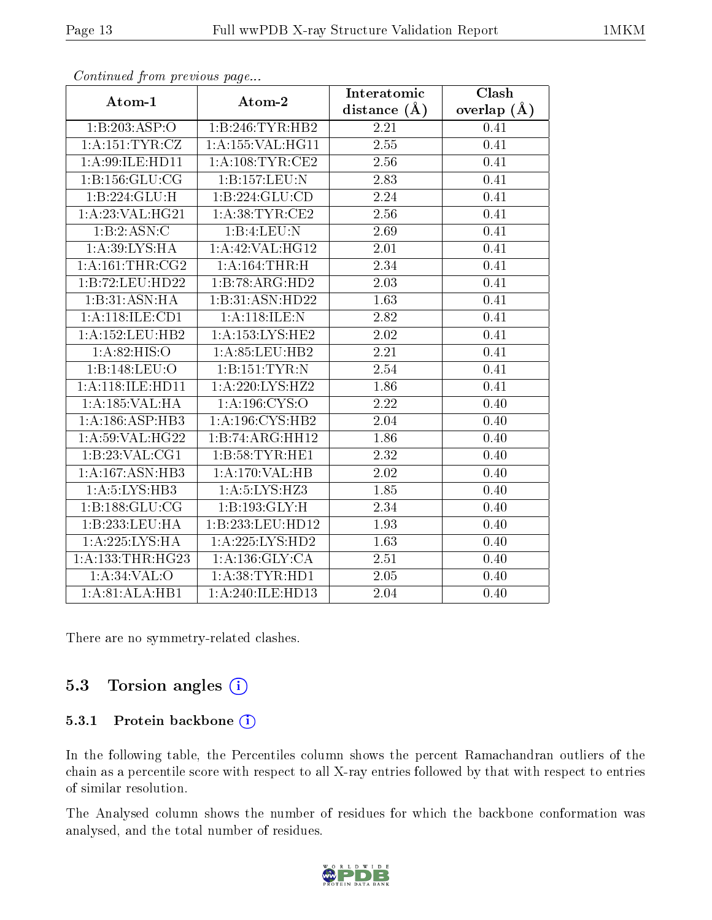*Continued from previous page...*

| Atom-1 | Atom-2 | Interatomic distance (Å) | Clash overlap (Å) |
|---|---|---|---|
| 1:B:203:ASP:O | 1:B:246:TYR:HB2 | 2.21 | 0.41 |
| 1:A:151:TYR:CZ | 1:A:155:VAL:HG11 | 2.55 | 0.41 |
| 1:A:99:ILE:HD11 | 1:A:108:TYR:CE2 | 2.56 | 0.41 |
| 1:B:156:GLU:CG | 1:B:157:LEU:N | 2.83 | 0.41 |
| 1:B:224:GLU:H | 1:B:224:GLU:CD | 2.24 | 0.41 |
| 1:A:23:VAL:HG21 | 1:A:38:TYR:CE2 | 2.56 | 0.41 |
| 1:B:2:ASN:C | 1:B:4:LEU:N | 2.69 | 0.41 |
| 1:A:39:LYS:HA | 1:A:42:VAL:HG12 | 2.01 | 0.41 |
| 1:A:161:THR:CG2 | 1:A:164:THR:H | 2.34 | 0.41 |
| 1:B:72:LEU:HD22 | 1:B:78:ARG:HD2 | 2.03 | 0.41 |
| 1:B:31:ASN:HA | 1:B:31:ASN:HD22 | 1.63 | 0.41 |
| 1:A:118:ILE:CD1 | 1:A:118:ILE:N | 2.82 | 0.41 |
| 1:A:152:LEU:HB2 | 1:A:153:LYS:HE2 | 2.02 | 0.41 |
| 1:A:82:HIS:O | 1:A:85:LEU:HB2 | 2.21 | 0.41 |
| 1:B:148:LEU:O | 1:B:151:TYR:N | 2.54 | 0.41 |
| 1:A:118:ILE:HD11 | 1:A:220:LYS:HZ2 | 1.86 | 0.41 |
| 1:A:185:VAL:HA | 1:A:196:CYS:O | 2.22 | 0.40 |
| 1:A:186:ASP:HB3 | 1:A:196:CYS:HB2 | 2.04 | 0.40 |
| 1:A:59:VAL:HG22 | 1:B:74:ARG:HH12 | 1.86 | 0.40 |
| 1:B:23:VAL:CG1 | 1:B:58:TYR:HE1 | 2.32 | 0.40 |
| 1:A:167:ASN:HB3 | 1:A:170:VAL:HB | 2.02 | 0.40 |
| 1:A:5:LYS:HB3 | 1:A:5:LYS:HZ3 | 1.85 | 0.40 |
| 1:B:188:GLU:CG | 1:B:193:GLY:H | 2.34 | 0.40 |
| 1:B:233:LEU:HA | 1:B:233:LEU:HD12 | 1.93 | 0.40 |
| 1:A:225:LYS:HA | 1:A:225:LYS:HD2 | 1.63 | 0.40 |
| 1:A:133:THR:HG23 | 1:A:136:GLY:CA | 2.51 | 0.40 |
| 1:A:34:VAL:O | 1:A:38:TYR:HD1 | 2.05 | 0.40 |
| 1:A:81:ALA:HB1 | 1:A:240:ILE:HD13 | 2.04 | 0.40 |

There are no symmetry-related clashes.

## 5.3 Torsion angles

### 5.3.1 Protein backbone

In the following table, the Percentiles column shows the percent Ramachandran outliers of the chain as a percentile score with respect to all X-ray entries followed by that with respect to entries of similar resolution.

The Analysed column shows the number of residues for which the backbone conformation was analysed, and the total number of residues.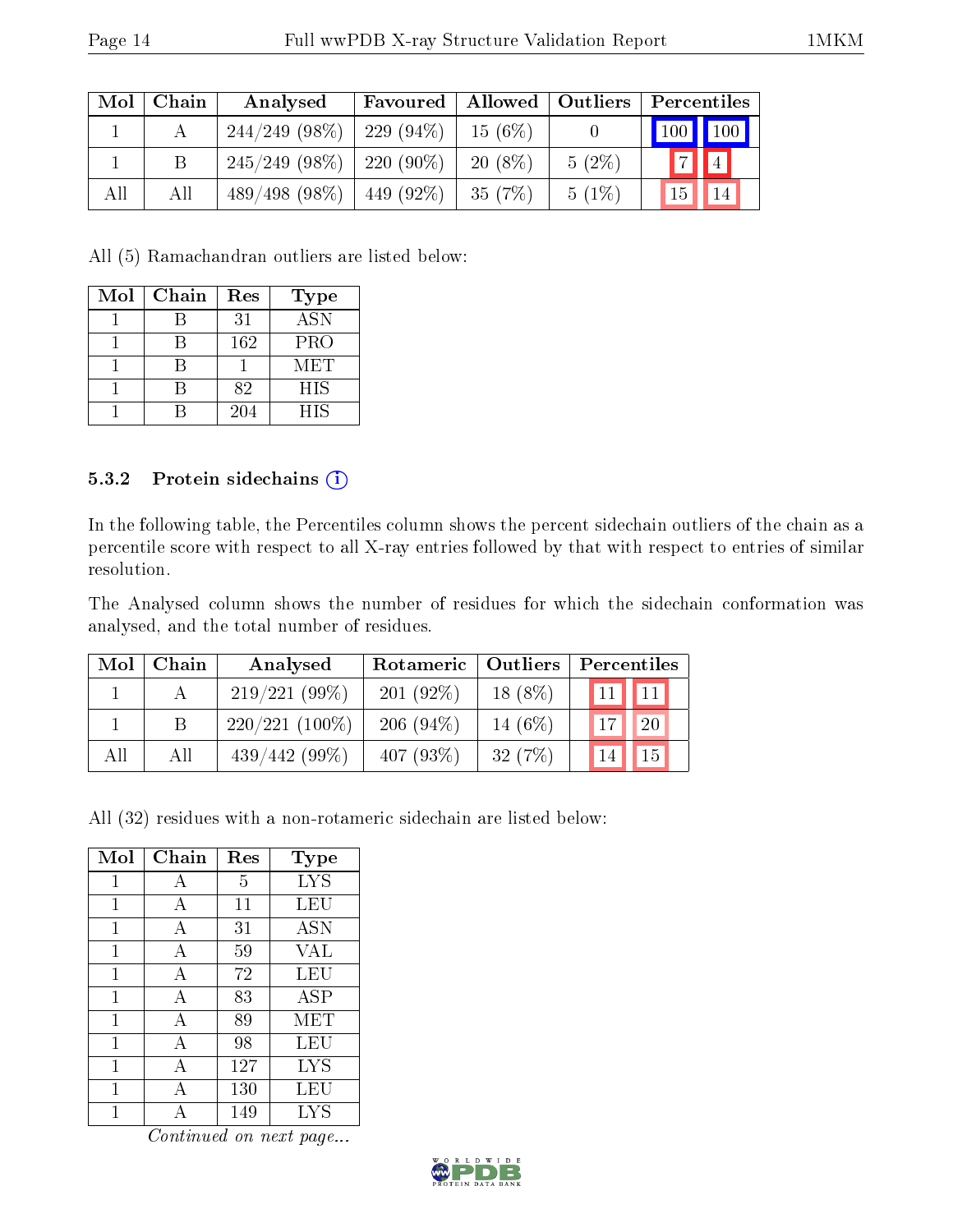| Mol | Chain | Analysed | Favoured | Allowed | Outliers | Percentiles | |
|---|---|---|---|---|---|---|---|
| 1 | A | 244/249 (98%) | 229 (94%) | 15 (6%) | 0 | 100 | 100 |
| 1 | B | 245/249 (98%) | 220 (90%) | 20 (8%) | 5 (2%) | 7 | 4 |
| All | All | 489/498 (98%) | 449 (92%) | 35 (7%) | 5 (1%) | 15 | 14 |

All (5) Ramachandran outliers are listed below:

| Mol | Chain | Res | Type |
|---|---|---|---|
| 1 | B | 31 | ASN |
| 1 | B | 162 | PRO |
| 1 | B | 1 | MET |
| 1 | B | 82 | HIS |
| 1 | B | 204 | HIS |

### 5.3.2 Protein sidechains

In the following table, the Percentiles column shows the percent sidechain outliers of the chain as a percentile score with respect to all X-ray entries followed by that with respect to entries of similar resolution.

The Analysed column shows the number of residues for which the sidechain conformation was analysed, and the total number of residues.

| Mol | Chain | Analysed | Rotameric | Outliers | Percentiles | |
|---|---|---|---|---|---|---|
| 1 | A | 219/221 (99%) | 201 (92%) | 18 (8%) | 11 | 11 |
| 1 | B | 220/221 (100%) | 206 (94%) | 14 (6%) | 17 | 20 |
| All | All | 439/442 (99%) | 407 (93%) | 32 (7%) | 14 | 15 |

All (32) residues with a non-rotameric sidechain are listed below:

| Mol | Chain | Res | Type |
|---|---|---|---|
| 1 | A | 5 | LYS |
| 1 | A | 11 | LEU |
| 1 | A | 31 | ASN |
| 1 | A | 59 | VAL |
| 1 | A | 72 | LEU |
| 1 | A | 83 | ASP |
| 1 | A | 89 | MET |
| 1 | A | 98 | LEU |
| 1 | A | 127 | LYS |
| 1 | A | 130 | LEU |
| 1 | A | 149 | LYS |

*Continued on next page...*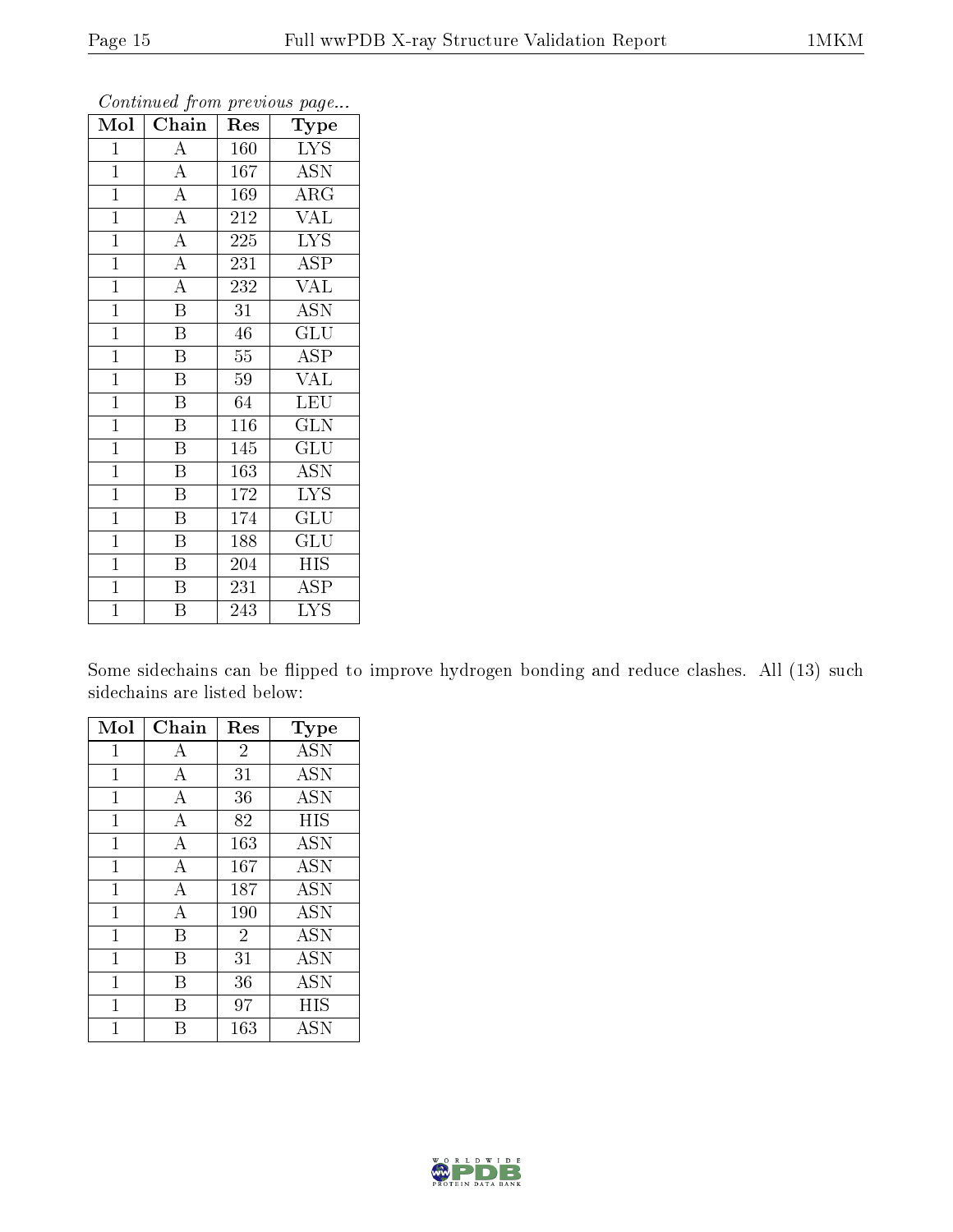*Continued from previous page...*

| Mol | Chain | Res | Type |
|---|---|---|---|
| 1 | A | 160 | LYS |
| 1 | A | 167 | ASN |
| 1 | A | 169 | ARG |
| 1 | A | 212 | VAL |
| 1 | A | 225 | LYS |
| 1 | A | 231 | ASP |
| 1 | A | 232 | VAL |
| 1 | B | 31 | ASN |
| 1 | B | 46 | GLU |
| 1 | B | 55 | ASP |
| 1 | B | 59 | VAL |
| 1 | B | 64 | LEU |
| 1 | B | 116 | GLN |
| 1 | B | 145 | GLU |
| 1 | B | 163 | ASN |
| 1 | B | 172 | LYS |
| 1 | B | 174 | GLU |
| 1 | B | 188 | GLU |
| 1 | B | 204 | HIS |
| 1 | B | 231 | ASP |
| 1 | B | 243 | LYS |

Some sidechains can be flipped to improve hydrogen bonding and reduce clashes. All (13) such sidechains are listed below:

| Mol | Chain | Res | Type |
|---|---|---|---|
| 1 | A | 2 | ASN |
| 1 | A | 31 | ASN |
| 1 | A | 36 | ASN |
| 1 | A | 82 | HIS |
| 1 | A | 163 | ASN |
| 1 | A | 167 | ASN |
| 1 | A | 187 | ASN |
| 1 | A | 190 | ASN |
| 1 | B | 2 | ASN |
| 1 | B | 31 | ASN |
| 1 | B | 36 | ASN |
| 1 | B | 97 | HIS |
| 1 | B | 163 | ASN |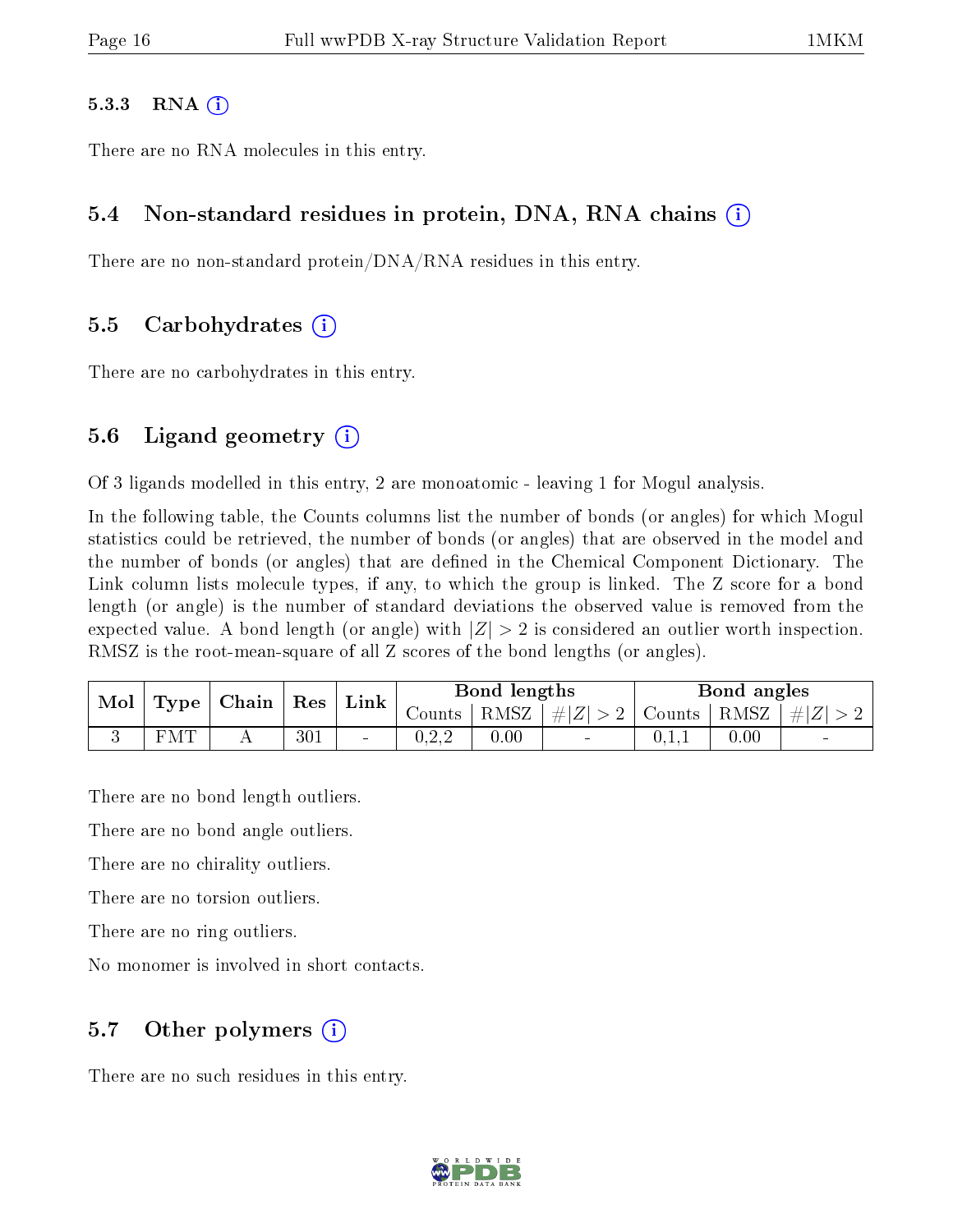#### 5.3.3 RNA

There are no RNA molecules in this entry.

### 5.4 Non-standard residues in protein, DNA, RNA chains

There are no non-standard protein/DNA/RNA residues in this entry.

### 5.5 Carbohydrates

There are no carbohydrates in this entry.

### 5.6 Ligand geometry

Of 3 ligands modelled in this entry, 2 are monoatomic - leaving 1 for Mogul analysis.

In the following table, the Counts columns list the number of bonds (or angles) for which Mogul statistics could be retrieved, the number of bonds (or angles) that are observed in the model and the number of bonds (or angles) that are defined in the Chemical Component Dictionary. The Link column lists molecule types, if any, to which the group is linked. The Z score for a bond length (or angle) is the number of standard deviations the observed value is removed from the expected value. A bond length (or angle) with $|Z| > 2$ is considered an outlier worth inspection. RMSZ is the root-mean-square of all Z scores of the bond lengths (or angles).

| Mol | Type | Chain | Res | Link | Bond lengths | | | Bond angles | | |
|---|---|---|---|---|---|---|---|---|---|---|
| | | | | | Counts | RMSZ | $\#\|Z\| > 2$ | Counts | RMSZ | $\#\|Z\| > 2$ |
| 3 | FMT | A | 301 | - | 0,2,2 | 0.00 | - | 0,1,1 | 0.00 | - |

There are no bond length outliers.

There are no bond angle outliers.

There are no chirality outliers.

There are no torsion outliers.

There are no ring outliers.

No monomer is involved in short contacts.

### 5.7 Other polymers

There are no such residues in this entry.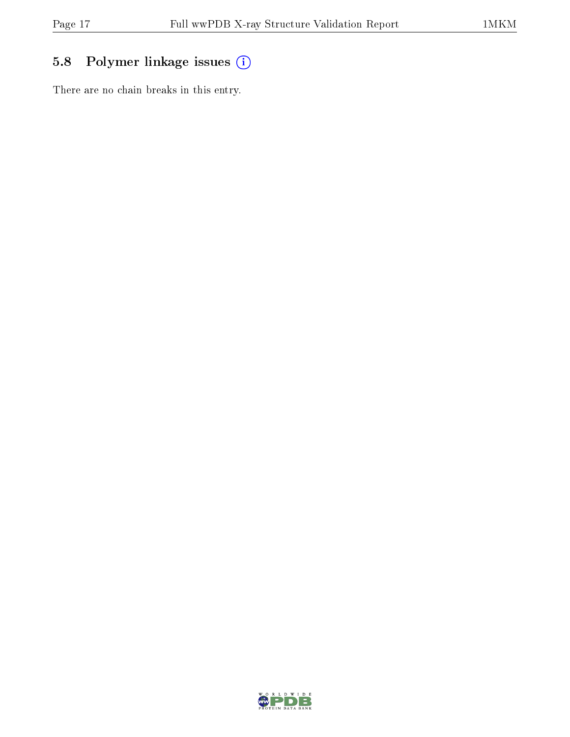### 5.8 Polymer linkage issues

There are no chain breaks in this entry.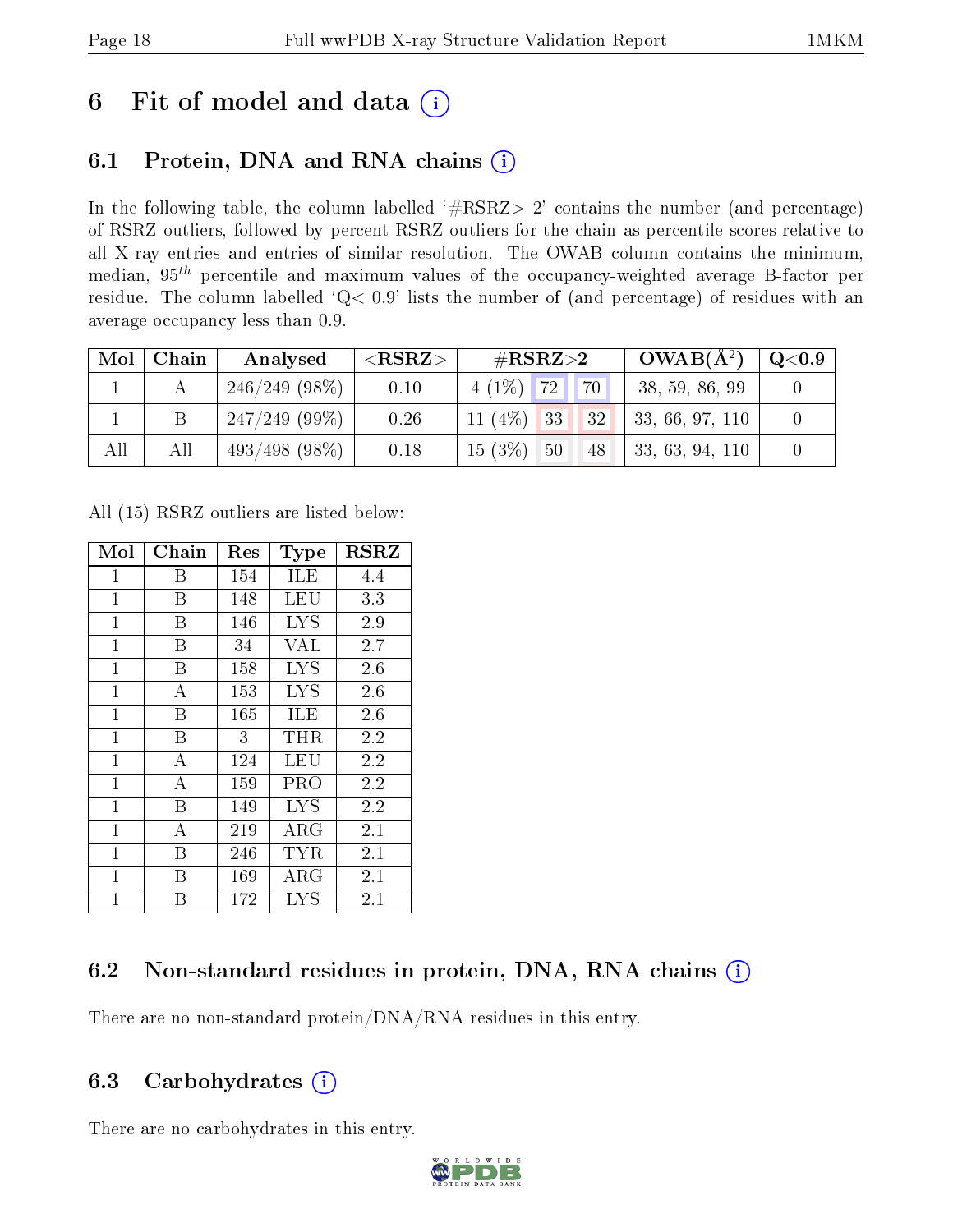# 6 Fit of model and data ⓘ

## 6.1 Protein, DNA and RNA chains ⓘ

In the following table, the column labelled '#RSRZ> 2' contains the number (and percentage) of RSRZ outliers, followed by percent RSRZ outliers for the chain as percentile scores relative to all X-ray entries and entries of similar resolution. The OWAB column contains the minimum, median, $95^{th}$ percentile and maximum values of the occupancy-weighted average B-factor per residue. The column labelled 'Q< 0.9' lists the number of (and percentage) of residues with an average occupancy less than 0.9.

| Mol | Chain | Analysed | <RSRZ> | #RSRZ>2 | | | OWAB(Å²) | Q<0.9 |
|---|---|---|---|---|---|---|---|---|
| 1 | A | 246/249 (98%) | 0.10 | 4 (1%) | 72 | 70 | 38, 59, 86, 99 | 0 |
| 1 | B | 247/249 (99%) | 0.26 | 11 (4%) | 33 | 32 | 33, 66, 97, 110 | 0 |
| All | All | 493/498 (98%) | 0.18 | 15 (3%) | 50 | 48 | 33, 63, 94, 110 | 0 |

All (15) RSRZ outliers are listed below:

| Mol | Chain | Res | Type | RSRZ |
|---|---|---|---|---|
| 1 | B | 154 | ILE | 4.4 |
| 1 | B | 148 | LEU | 3.3 |
| 1 | B | 146 | LYS | 2.9 |
| 1 | B | 34 | VAL | 2.7 |
| 1 | B | 158 | LYS | 2.6 |
| 1 | A | 153 | LYS | 2.6 |
| 1 | B | 165 | ILE | 2.6 |
| 1 | B | 3 | THR | 2.2 |
| 1 | A | 124 | LEU | 2.2 |
| 1 | A | 159 | PRO | 2.2 |
| 1 | B | 149 | LYS | 2.2 |
| 1 | A | 219 | ARG | 2.1 |
| 1 | B | 246 | TYR | 2.1 |
| 1 | B | 169 | ARG | 2.1 |
| 1 | B | 172 | LYS | 2.1 |

## 6.2 Non-standard residues in protein, DNA, RNA chains ⓘ

There are no non-standard protein/DNA/RNA residues in this entry.

## 6.3 Carbohydrates ⓘ

There are no carbohydrates in this entry.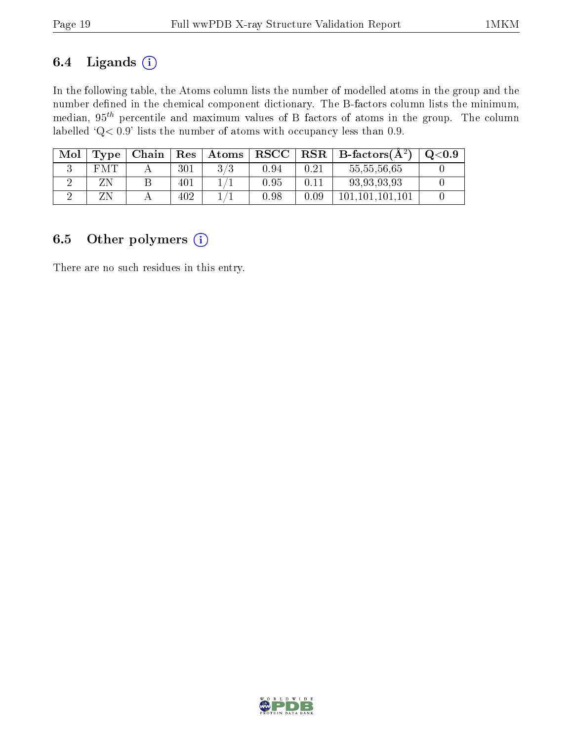### 6.4 Ligands (i)

In the following table, the Atoms column lists the number of modelled atoms in the group and the number defined in the chemical component dictionary. The B-factors column lists the minimum, median, $95^{th}$ percentile and maximum values of B factors of atoms in the group. The column labelled 'Q< 0.9' lists the number of atoms with occupancy less than 0.9.

| Mol | Type | Chain | Res | Atoms | RSCC | RSR | B-factors($Å^2$) | Q<0.9 |
|---|---|---|---|---|---|---|---|---|
| 3 | FMT | A | 301 | 3/3 | 0.94 | 0.21 | 55,55,56,65 | 0 |
| 2 | ZN | B | 401 | 1/1 | 0.95 | 0.11 | 93,93,93,93 | 0 |
| 2 | ZN | A | 402 | 1/1 | 0.98 | 0.09 | 101,101,101,101 | 0 |

### 6.5 Other polymers (i)

There are no such residues in this entry.